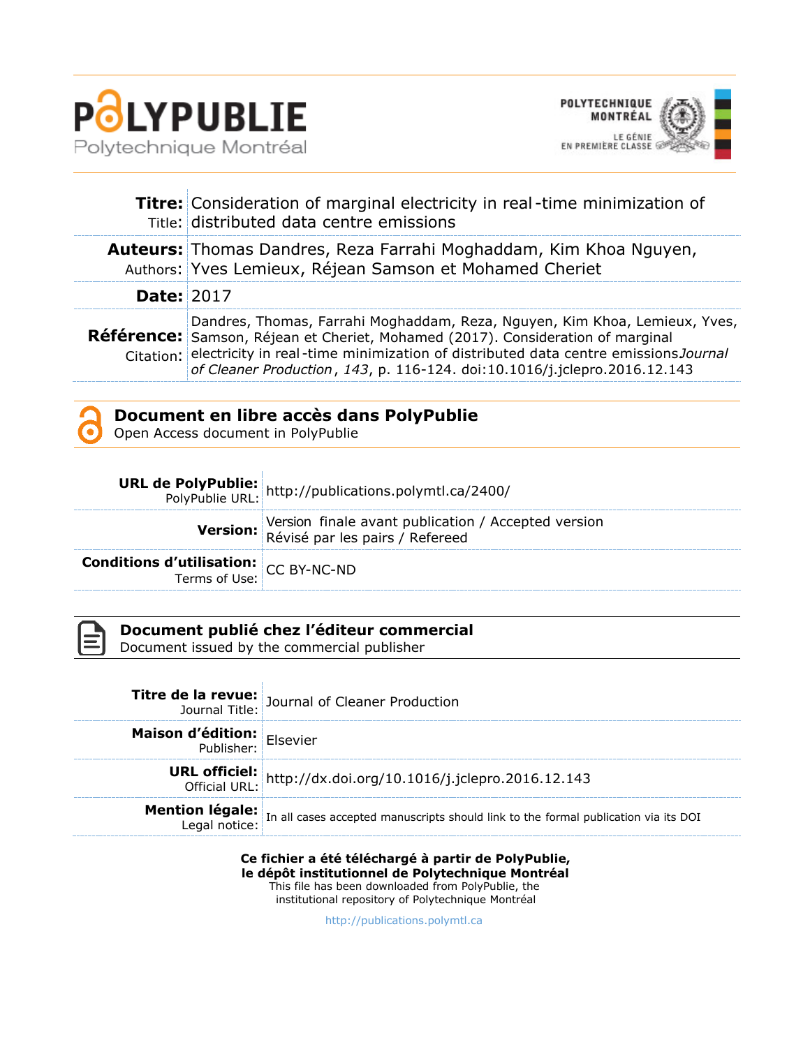# PolyPublie

Polytechnique Montréal

POLYTECHNIQUE MONTRÉAL — LE GÉNIE EN PREMIÈRE CLASSE

| | |
|---|---|
| **Titre:** Title: | Consideration of marginal electricity in real-time minimization of distributed data centre emissions |
| **Auteurs:** Authors: | Thomas Dandres, Reza Farrahi Moghaddam, Kim Khoa Nguyen, Yves Lemieux, Réjean Samson et Mohamed Cheriet |
| **Date:** | 2017 |
| **Référence:** Citation: | Dandres, Thomas, Farrahi Moghaddam, Reza, Nguyen, Kim Khoa, Lemieux, Yves, Samson, Réjean et Cheriet, Mohamed (2017). Consideration of marginal electricity in real-time minimization of distributed data centre emissions *Journal of Cleaner Production*, *143*, p. 116-124. doi:10.1016/j.jclepro.2016.12.143 |

## Document en libre accès dans PolyPublie

Open Access document in PolyPublie

| | |
|---|---|
| **URL de PolyPublie:** PolyPublie URL: | http://publications.polymtl.ca/2400/ |
| **Version:** | Version finale avant publication / Accepted version Révisé par les pairs / Refereed |
| **Conditions d'utilisation:** Terms of Use: | CC BY-NC-ND |

## Document publié chez l'éditeur commercial

Document issued by the commercial publisher

| | |
|---|---|
| **Titre de la revue:** Journal Title: | Journal of Cleaner Production |
| **Maison d'édition:** Publisher: | Elsevier |
| **URL officiel:** Official URL: | http://dx.doi.org/10.1016/j.jclepro.2016.12.143 |
| **Mention légale:** Legal notice: | In all cases accepted manuscripts should link to the formal publication via its DOI |

**Ce fichier a été téléchargé à partir de PolyPublie, le dépôt institutionnel de Polytechnique Montréal**

This file has been downloaded from PolyPublie, the institutional repository of Polytechnique Montréal

http://publications.polymtl.ca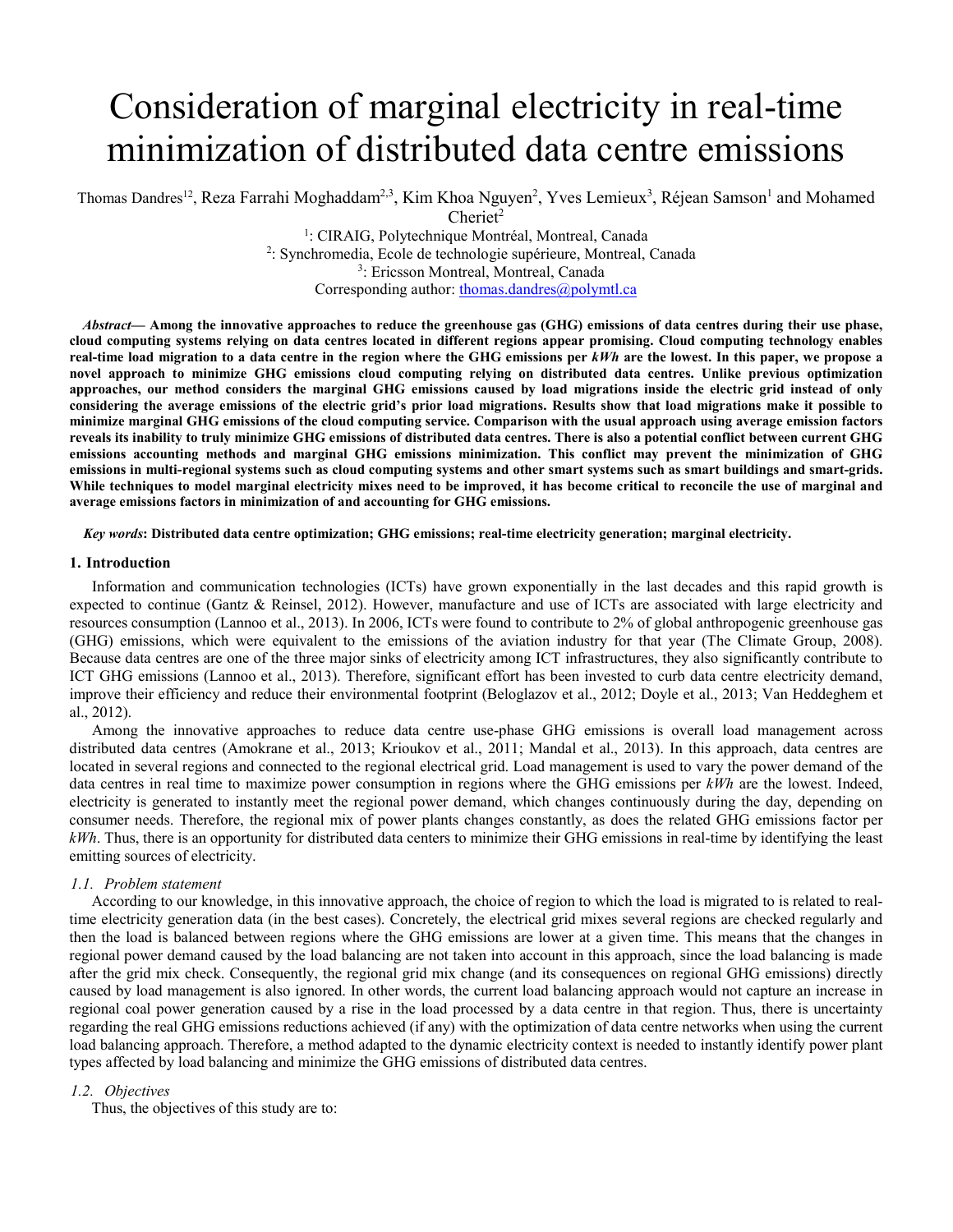# Consideration of marginal electricity in real-time minimization of distributed data centre emissions

Thomas Dandres[12], Reza Farrahi Moghaddam[2,3], Kim Khoa Nguyen[2], Yves Lemieux[3], Réjean Samson[1] and Mohamed Cheriet[2]

[1]: CIRAIG, Polytechnique Montréal, Montreal, Canada

[2]: Synchromedia, Ecole de technologie supérieure, Montreal, Canada

[3]: Ericsson Montreal, Montreal, Canada

Corresponding author: thomas.dandres@polymtl.ca

***Abstract*— Among the innovative approaches to reduce the greenhouse gas (GHG) emissions of data centres during their use phase, cloud computing systems relying on data centres located in different regions appear promising. Cloud computing technology enables real-time load migration to a data centre in the region where the GHG emissions per *kWh* are the lowest. In this paper, we propose a novel approach to minimize GHG emissions cloud computing relying on distributed data centres. Unlike previous optimization approaches, our method considers the marginal GHG emissions caused by load migrations inside the electric grid instead of only considering the average emissions of the electric grid's prior load migrations. Results show that load migrations make it possible to minimize marginal GHG emissions of the cloud computing service. Comparison with the usual approach using average emission factors reveals its inability to truly minimize GHG emissions of distributed data centres. There is also a potential conflict between current GHG emissions accounting methods and marginal GHG emissions minimization. This conflict may prevent the minimization of GHG emissions in multi-regional systems such as cloud computing systems and other smart systems such as smart buildings and smart-grids. While techniques to model marginal electricity mixes need to be improved, it has become critical to reconcile the use of marginal and average emissions factors in minimization of and accounting for GHG emissions.**

***Key words*: Distributed data centre optimization; GHG emissions; real-time electricity generation; marginal electricity.**

## 1. Introduction

Information and communication technologies (ICTs) have grown exponentially in the last decades and this rapid growth is expected to continue (Gantz & Reinsel, 2012). However, manufacture and use of ICTs are associated with large electricity and resources consumption (Lannoo et al., 2013). In 2006, ICTs were found to contribute to 2% of global anthropogenic greenhouse gas (GHG) emissions, which were equivalent to the emissions of the aviation industry for that year (The Climate Group, 2008). Because data centres are one of the three major sinks of electricity among ICT infrastructures, they also significantly contribute to ICT GHG emissions (Lannoo et al., 2013). Therefore, significant effort has been invested to curb data centre electricity demand, improve their efficiency and reduce their environmental footprint (Beloglazov et al., 2012; Doyle et al., 2013; Van Heddeghem et al., 2012).

Among the innovative approaches to reduce data centre use-phase GHG emissions is overall load management across distributed data centres (Amokrane et al., 2013; Krioukov et al., 2011; Mandal et al., 2013). In this approach, data centres are located in several regions and connected to the regional electrical grid. Load management is used to vary the power demand of the data centres in real time to maximize power consumption in regions where the GHG emissions per *kWh* are the lowest. Indeed, electricity is generated to instantly meet the regional power demand, which changes continuously during the day, depending on consumer needs. Therefore, the regional mix of power plants changes constantly, as does the related GHG emissions factor per *kWh*. Thus, there is an opportunity for distributed data centers to minimize their GHG emissions in real-time by identifying the least emitting sources of electricity.

### *1.1. Problem statement*

According to our knowledge, in this innovative approach, the choice of region to which the load is migrated to is related to real-time electricity generation data (in the best cases). Concretely, the electrical grid mixes several regions are checked regularly and then the load is balanced between regions where the GHG emissions are lower at a given time. This means that the changes in regional power demand caused by the load balancing are not taken into account in this approach, since the load balancing is made after the grid mix check. Consequently, the regional grid mix change (and its consequences on regional GHG emissions) directly caused by load management is also ignored. In other words, the current load balancing approach would not capture an increase in regional coal power generation caused by a rise in the load processed by a data centre in that region. Thus, there is uncertainty regarding the real GHG emissions reductions achieved (if any) with the optimization of data centre networks when using the current load balancing approach. Therefore, a method adapted to the dynamic electricity context is needed to instantly identify power plant types affected by load balancing and minimize the GHG emissions of distributed data centres.

### *1.2. Objectives*

Thus, the objectives of this study are to: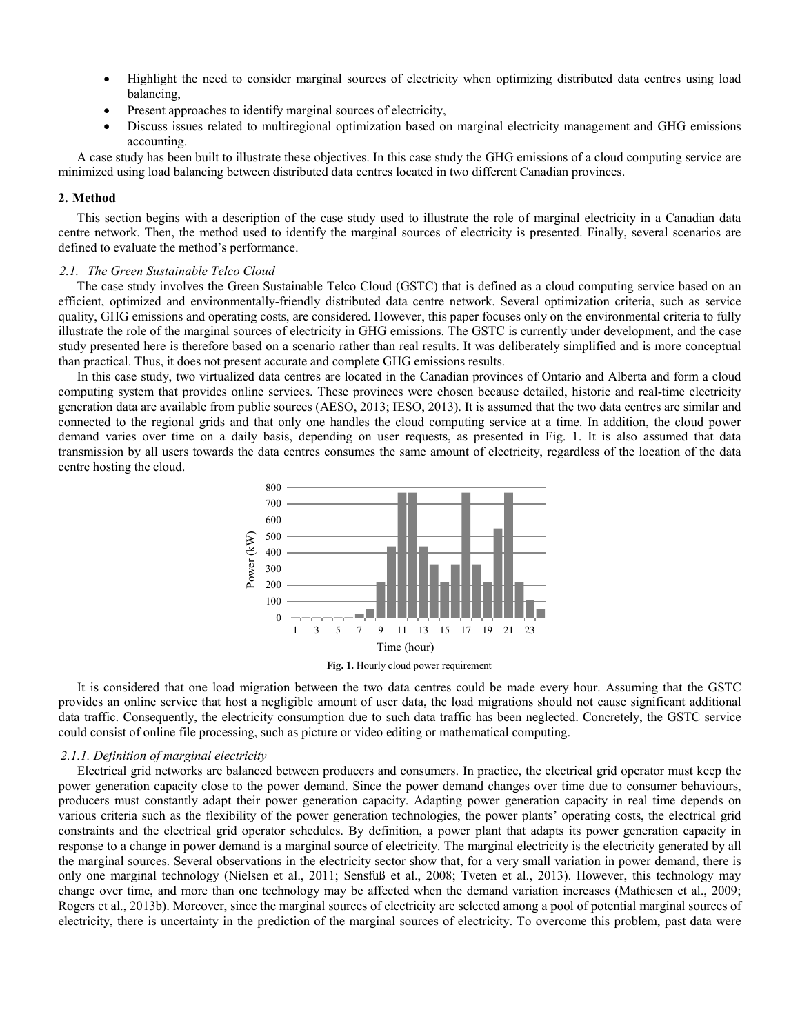- Highlight the need to consider marginal sources of electricity when optimizing distributed data centres using load balancing,
- Present approaches to identify marginal sources of electricity,
- Discuss issues related to multiregional optimization based on marginal electricity management and GHG emissions accounting.

A case study has been built to illustrate these objectives. In this case study the GHG emissions of a cloud computing service are minimized using load balancing between distributed data centres located in two different Canadian provinces.

## 2. Method

This section begins with a description of the case study used to illustrate the role of marginal electricity in a Canadian data centre network. Then, the method used to identify the marginal sources of electricity is presented. Finally, several scenarios are defined to evaluate the method's performance.

### *2.1. The Green Sustainable Telco Cloud*

The case study involves the Green Sustainable Telco Cloud (GSTC) that is defined as a cloud computing service based on an efficient, optimized and environmentally-friendly distributed data centre network. Several optimization criteria, such as service quality, GHG emissions and operating costs, are considered. However, this paper focuses only on the environmental criteria to fully illustrate the role of the marginal sources of electricity in GHG emissions. The GSTC is currently under development, and the case study presented here is therefore based on a scenario rather than real results. It was deliberately simplified and is more conceptual than practical. Thus, it does not present accurate and complete GHG emissions results.

In this case study, two virtualized data centres are located in the Canadian provinces of Ontario and Alberta and form a cloud computing system that provides online services. These provinces were chosen because detailed, historic and real-time electricity generation data are available from public sources (AESO, 2013; IESO, 2013). It is assumed that the two data centres are similar and connected to the regional grids and that only one handles the cloud computing service at a time. In addition, the cloud power demand varies over time on a daily basis, depending on user requests, as presented in Fig. 1. It is also assumed that data transmission by all users towards the data centres consumes the same amount of electricity, regardless of the location of the data centre hosting the cloud.

**Fig. 1.** Hourly cloud power requirement

It is considered that one load migration between the two data centres could be made every hour. Assuming that the GSTC provides an online service that host a negligible amount of user data, the load migrations should not cause significant additional data traffic. Consequently, the electricity consumption due to such data traffic has been neglected. Concretely, the GSTC service could consist of online file processing, such as picture or video editing or mathematical computing.

#### *2.1.1. Definition of marginal electricity*

Electrical grid networks are balanced between producers and consumers. In practice, the electrical grid operator must keep the power generation capacity close to the power demand. Since the power demand changes over time due to consumer behaviours, producers must constantly adapt their power generation capacity. Adapting power generation capacity in real time depends on various criteria such as the flexibility of the power generation technologies, the power plants' operating costs, the electrical grid constraints and the electrical grid operator schedules. By definition, a power plant that adapts its power generation capacity in response to a change in power demand is a marginal source of electricity. The marginal electricity is the electricity generated by all the marginal sources. Several observations in the electricity sector show that, for a very small variation in power demand, there is only one marginal technology (Nielsen et al., 2011; Sensfuß et al., 2008; Tveten et al., 2013). However, this technology may change over time, and more than one technology may be affected when the demand variation increases (Mathiesen et al., 2009; Rogers et al., 2013b). Moreover, since the marginal sources of electricity are selected among a pool of potential marginal sources of electricity, there is uncertainty in the prediction of the marginal sources of electricity. To overcome this problem, past data were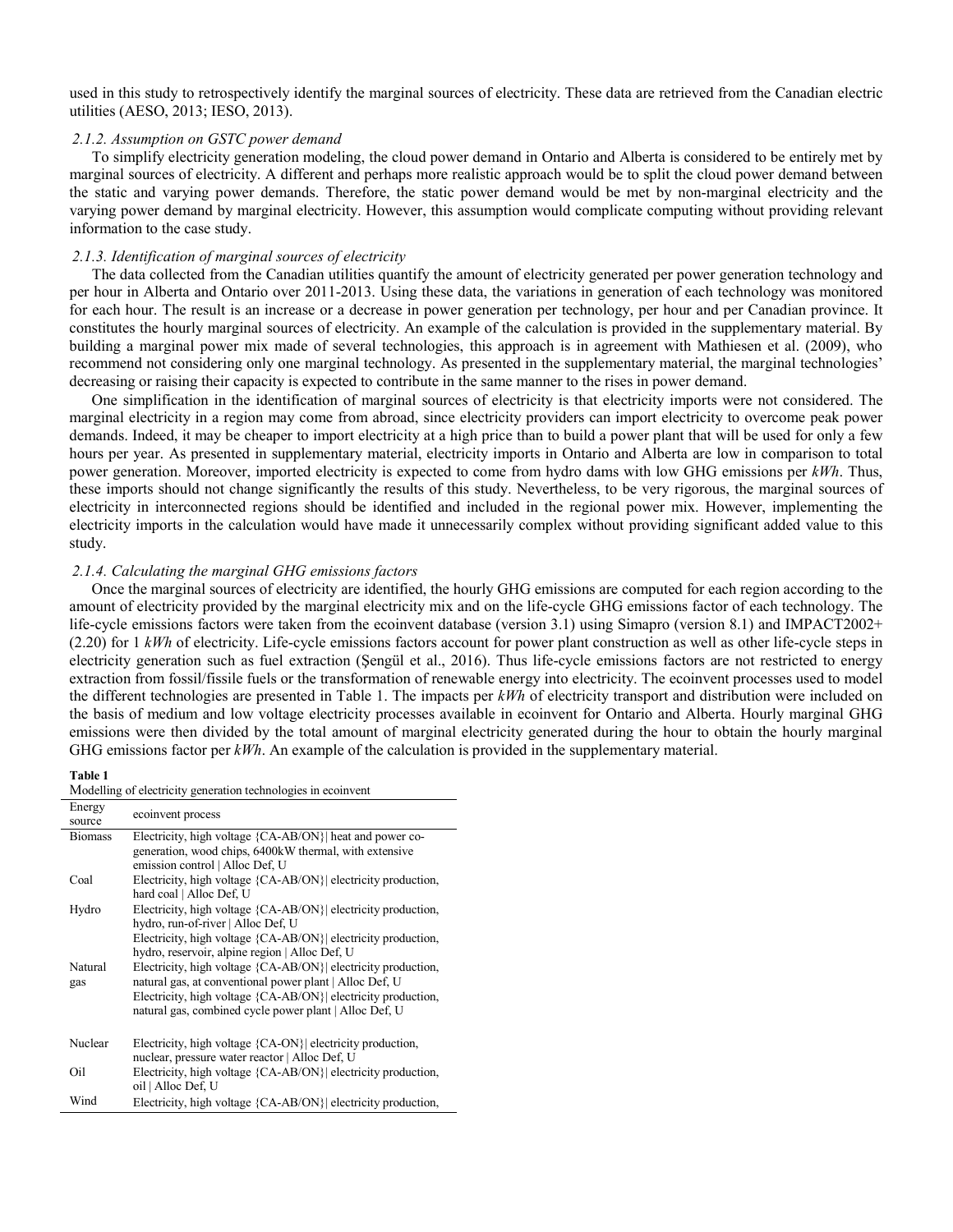used in this study to retrospectively identify the marginal sources of electricity. These data are retrieved from the Canadian electric utilities (AESO, 2013; IESO, 2013).

### *2.1.2. Assumption on GSTC power demand*

To simplify electricity generation modeling, the cloud power demand in Ontario and Alberta is considered to be entirely met by marginal sources of electricity. A different and perhaps more realistic approach would be to split the cloud power demand between the static and varying power demands. Therefore, the static power demand would be met by non-marginal electricity and the varying power demand by marginal electricity. However, this assumption would complicate computing without providing relevant information to the case study.

### *2.1.3. Identification of marginal sources of electricity*

The data collected from the Canadian utilities quantify the amount of electricity generated per power generation technology and per hour in Alberta and Ontario over 2011-2013. Using these data, the variations in generation of each technology was monitored for each hour. The result is an increase or a decrease in power generation per technology, per hour and per Canadian province. It constitutes the hourly marginal sources of electricity. An example of the calculation is provided in the supplementary material. By building a marginal power mix made of several technologies, this approach is in agreement with Mathiesen et al. (2009), who recommend not considering only one marginal technology. As presented in the supplementary material, the marginal technologies' decreasing or raising their capacity is expected to contribute in the same manner to the rises in power demand.

One simplification in the identification of marginal sources of electricity is that electricity imports were not considered. The marginal electricity in a region may come from abroad, since electricity providers can import electricity to overcome peak power demands. Indeed, it may be cheaper to import electricity at a high price than to build a power plant that will be used for only a few hours per year. As presented in supplementary material, electricity imports in Ontario and Alberta are low in comparison to total power generation. Moreover, imported electricity is expected to come from hydro dams with low GHG emissions per *kWh*. Thus, these imports should not change significantly the results of this study. Nevertheless, to be very rigorous, the marginal sources of electricity in interconnected regions should be identified and included in the regional power mix. However, implementing the electricity imports in the calculation would have made it unnecessarily complex without providing significant added value to this study.

### *2.1.4. Calculating the marginal GHG emissions factors*

Once the marginal sources of electricity are identified, the hourly GHG emissions are computed for each region according to the amount of electricity provided by the marginal electricity mix and on the life-cycle GHG emissions factor of each technology. The life-cycle emissions factors were taken from the ecoinvent database (version 3.1) using Simapro (version 8.1) and IMPACT2002+ (2.20) for 1 *kWh* of electricity. Life-cycle emissions factors account for power plant construction as well as other life-cycle steps in electricity generation such as fuel extraction (Şengül et al., 2016). Thus life-cycle emissions factors are not restricted to energy extraction from fossil/fissile fuels or the transformation of renewable energy into electricity. The ecoinvent processes used to model the different technologies are presented in Table 1. The impacts per *kWh* of electricity transport and distribution were included on the basis of medium and low voltage electricity processes available in ecoinvent for Ontario and Alberta. Hourly marginal GHG emissions were then divided by the total amount of marginal electricity generated during the hour to obtain the hourly marginal GHG emissions factor per *kWh*. An example of the calculation is provided in the supplementary material.

**Table 1**
Modelling of electricity generation technologies in ecoinvent

| Energy source | ecoinvent process |
|---|---|
| Biomass | Electricity, high voltage {CA-AB/ON}\| heat and power co-generation, wood chips, 6400kW thermal, with extensive emission control \| Alloc Def, U |
| Coal | Electricity, high voltage {CA-AB/ON}\| electricity production, hard coal \| Alloc Def, U |
| Hydro | Electricity, high voltage {CA-AB/ON}\| electricity production, hydro, run-of-river \| Alloc Def, U<br>Electricity, high voltage {CA-AB/ON}\| electricity production, hydro, reservoir, alpine region \| Alloc Def, U |
| Natural gas | Electricity, high voltage {CA-AB/ON}\| electricity production, natural gas, at conventional power plant \| Alloc Def, U<br>Electricity, high voltage {CA-AB/ON}\| electricity production, natural gas, combined cycle power plant \| Alloc Def, U |
| Nuclear | Electricity, high voltage {CA-ON}\| electricity production, nuclear, pressure water reactor \| Alloc Def, U |
| Oil | Electricity, high voltage {CA-AB/ON}\| electricity production, oil \| Alloc Def, U |
| Wind | Electricity, high voltage {CA-AB/ON}\| electricity production, |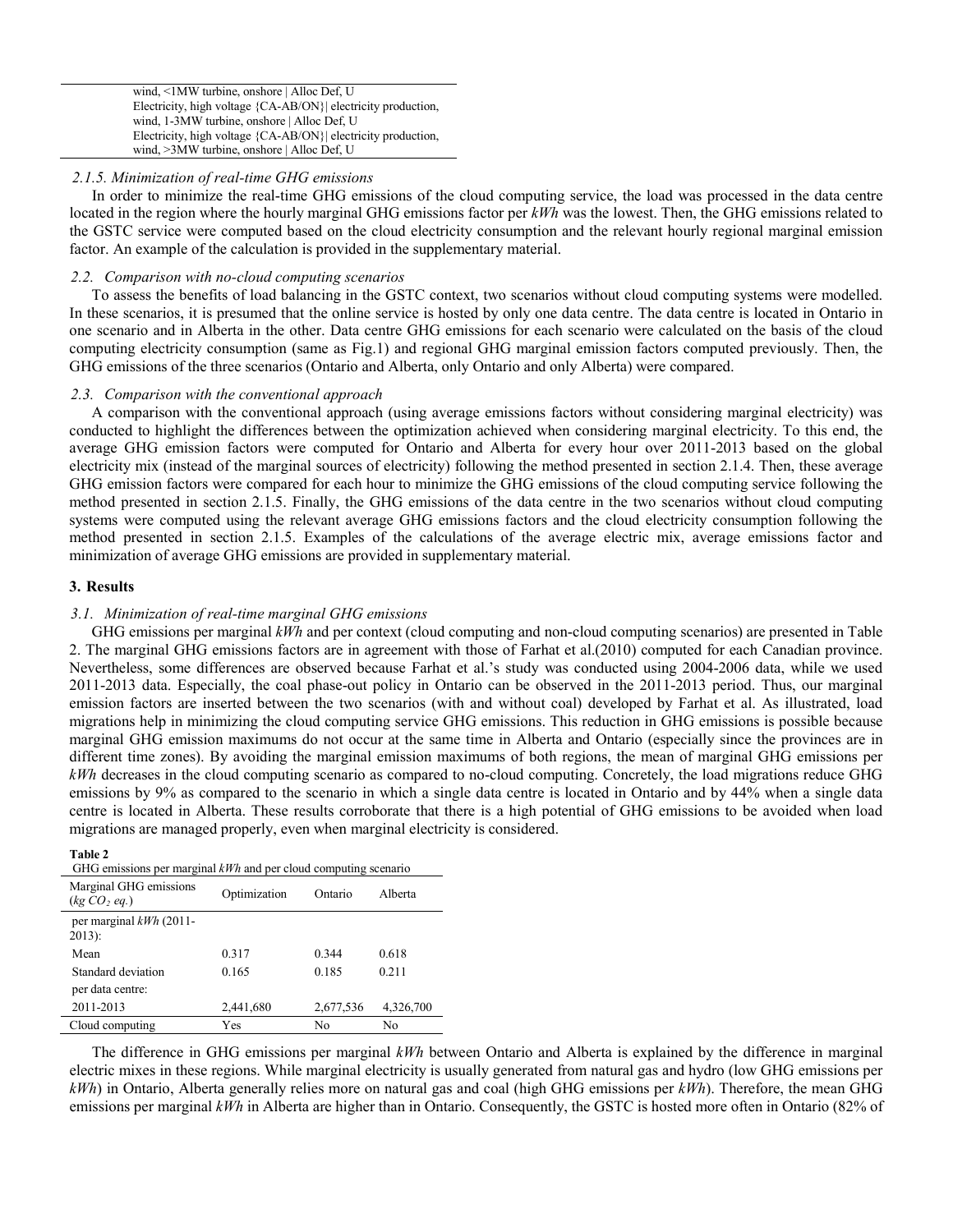| |
|---|
| wind, <1MW turbine, onshore \| Alloc Def, U |
| Electricity, high voltage {CA-AB/ON}\| electricity production, wind, 1-3MW turbine, onshore \| Alloc Def, U |
| Electricity, high voltage {CA-AB/ON}\| electricity production, wind, >3MW turbine, onshore \| Alloc Def, U |

#### *2.1.5. Minimization of real-time GHG emissions*

In order to minimize the real-time GHG emissions of the cloud computing service, the load was processed in the data centre located in the region where the hourly marginal GHG emissions factor per *kWh* was the lowest. Then, the GHG emissions related to the GSTC service were computed based on the cloud electricity consumption and the relevant hourly regional marginal emission factor. An example of the calculation is provided in the supplementary material.

### *2.2. Comparison with no-cloud computing scenarios*

To assess the benefits of load balancing in the GSTC context, two scenarios without cloud computing systems were modelled. In these scenarios, it is presumed that the online service is hosted by only one data centre. The data centre is located in Ontario in one scenario and in Alberta in the other. Data centre GHG emissions for each scenario were calculated on the basis of the cloud computing electricity consumption (same as Fig.1) and regional GHG marginal emission factors computed previously. Then, the GHG emissions of the three scenarios (Ontario and Alberta, only Ontario and only Alberta) were compared.

### *2.3. Comparison with the conventional approach*

A comparison with the conventional approach (using average emissions factors without considering marginal electricity) was conducted to highlight the differences between the optimization achieved when considering marginal electricity. To this end, the average GHG emission factors were computed for Ontario and Alberta for every hour over 2011-2013 based on the global electricity mix (instead of the marginal sources of electricity) following the method presented in section 2.1.4. Then, these average GHG emission factors were compared for each hour to minimize the GHG emissions of the cloud computing service following the method presented in section 2.1.5. Finally, the GHG emissions of the data centre in the two scenarios without cloud computing systems were computed using the relevant average GHG emissions factors and the cloud electricity consumption following the method presented in section 2.1.5. Examples of the calculations of the average electric mix, average emissions factor and minimization of average GHG emissions are provided in supplementary material.

## 3. Results

### *3.1. Minimization of real-time marginal GHG emissions*

GHG emissions per marginal *kWh* and per context (cloud computing and non-cloud computing scenarios) are presented in Table 2. The marginal GHG emissions factors are in agreement with those of Farhat et al.(2010) computed for each Canadian province. Nevertheless, some differences are observed because Farhat et al.'s study was conducted using 2004-2006 data, while we used 2011-2013 data. Especially, the coal phase-out policy in Ontario can be observed in the 2011-2013 period. Thus, our marginal emission factors are inserted between the two scenarios (with and without coal) developed by Farhat et al. As illustrated, load migrations help in minimizing the cloud computing service GHG emissions. This reduction in GHG emissions is possible because marginal GHG emission maximums do not occur at the same time in Alberta and Ontario (especially since the provinces are in different time zones). By avoiding the marginal emission maximums of both regions, the mean of marginal GHG emissions per *kWh* decreases in the cloud computing scenario as compared to no-cloud computing. Concretely, the load migrations reduce GHG emissions by 9% as compared to the scenario in which a single data centre is located in Ontario and by 44% when a single data centre is located in Alberta. These results corroborate that there is a high potential of GHG emissions to be avoided when load migrations are managed properly, even when marginal electricity is considered.

**Table 2**
GHG emissions per marginal *kWh* and per cloud computing scenario

| Marginal GHG emissions (*kg* $CO_2$ *eq.*) | Optimization | Ontario | Alberta |
|---|---|---|---|
| per marginal *kWh* (2011-2013): | | | |
| Mean | 0.317 | 0.344 | 0.618 |
| Standard deviation | 0.165 | 0.185 | 0.211 |
| per data centre: | | | |
| 2011-2013 | 2,441,680 | 2,677,536 | 4,326,700 |
| Cloud computing | Yes | No | No |

The difference in GHG emissions per marginal *kWh* between Ontario and Alberta is explained by the difference in marginal electric mixes in these regions. While marginal electricity is usually generated from natural gas and hydro (low GHG emissions per *kWh*) in Ontario, Alberta generally relies more on natural gas and coal (high GHG emissions per *kWh*). Therefore, the mean GHG emissions per marginal *kWh* in Alberta are higher than in Ontario. Consequently, the GSTC is hosted more often in Ontario (82% of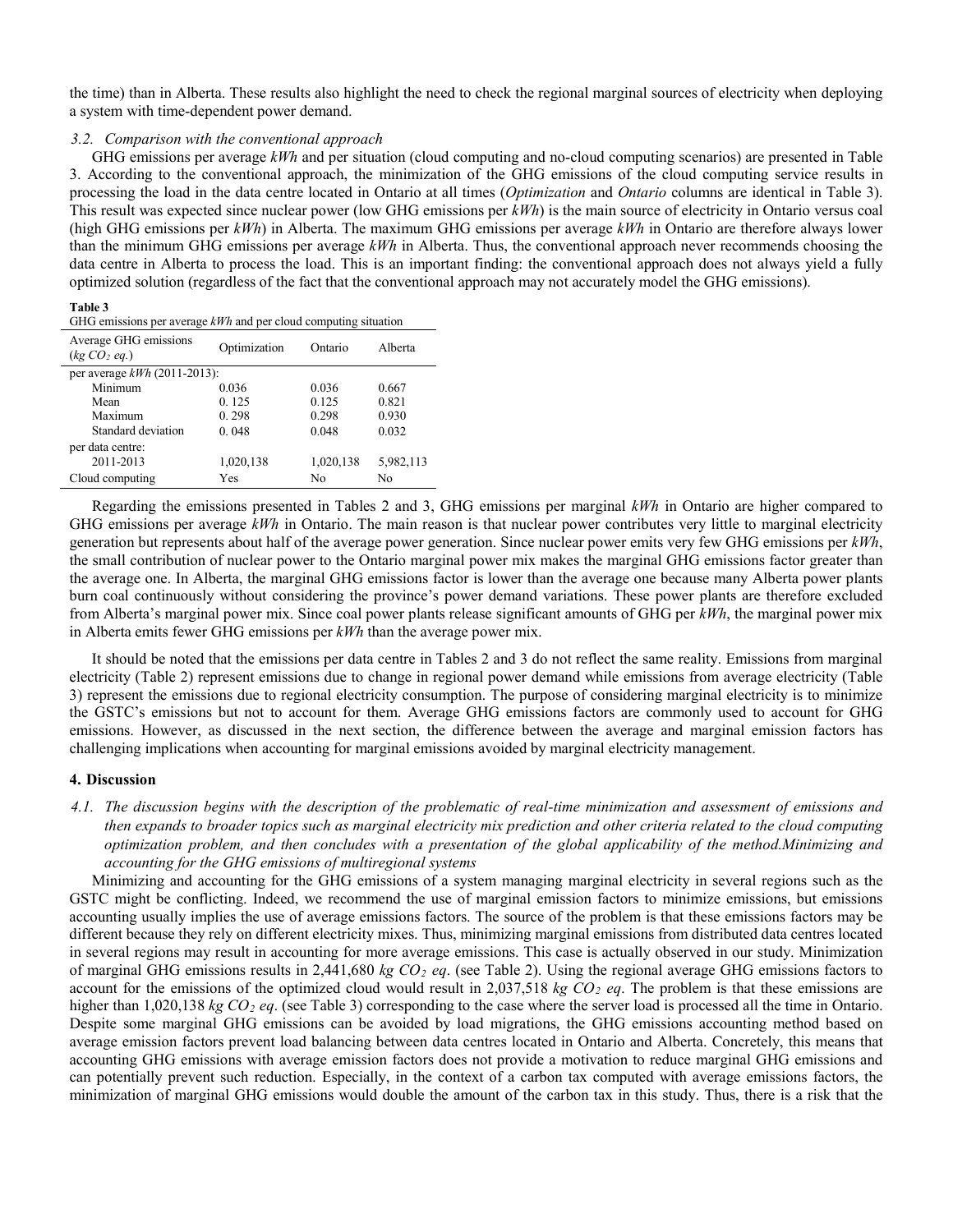the time) than in Alberta. These results also highlight the need to check the regional marginal sources of electricity when deploying a system with time-dependent power demand.

### 3.2. Comparison with the conventional approach

GHG emissions per average *kWh* and per situation (cloud computing and no-cloud computing scenarios) are presented in Table 3. According to the conventional approach, the minimization of the GHG emissions of the cloud computing service results in processing the load in the data centre located in Ontario at all times (*Optimization* and *Ontario* columns are identical in Table 3). This result was expected since nuclear power (low GHG emissions per *kWh*) is the main source of electricity in Ontario versus coal (high GHG emissions per *kWh*) in Alberta. The maximum GHG emissions per average *kWh* in Ontario are therefore always lower than the minimum GHG emissions per average *kWh* in Alberta. Thus, the conventional approach never recommends choosing the data centre in Alberta to process the load. This is an important finding: the conventional approach does not always yield a fully optimized solution (regardless of the fact that the conventional approach may not accurately model the GHG emissions).

**Table 3**
GHG emissions per average *kWh* and per cloud computing situation

| Average GHG emissions ($kg\ CO_2\ eq.$) | Optimization | Ontario | Alberta |
|---|---|---|---|
| per average *kWh* (2011-2013): | | | |
| Minimum | 0.036 | 0.036 | 0.667 |
| Mean | 0. 125 | 0.125 | 0.821 |
| Maximum | 0. 298 | 0.298 | 0.930 |
| Standard deviation | 0. 048 | 0.048 | 0.032 |
| per data centre: | | | |
| 2011-2013 | 1,020,138 | 1,020,138 | 5,982,113 |
| Cloud computing | Yes | No | No |

Regarding the emissions presented in Tables 2 and 3, GHG emissions per marginal *kWh* in Ontario are higher compared to GHG emissions per average *kWh* in Ontario. The main reason is that nuclear power contributes very little to marginal electricity generation but represents about half of the average power generation. Since nuclear power emits very few GHG emissions per *kWh*, the small contribution of nuclear power to the Ontario marginal power mix makes the marginal GHG emissions factor greater than the average one. In Alberta, the marginal GHG emissions factor is lower than the average one because many Alberta power plants burn coal continuously without considering the province's power demand variations. These power plants are therefore excluded from Alberta's marginal power mix. Since coal power plants release significant amounts of GHG per *kWh*, the marginal power mix in Alberta emits fewer GHG emissions per *kWh* than the average power mix.

It should be noted that the emissions per data centre in Tables 2 and 3 do not reflect the same reality. Emissions from marginal electricity (Table 2) represent emissions due to change in regional power demand while emissions from average electricity (Table 3) represent the emissions due to regional electricity consumption. The purpose of considering marginal electricity is to minimize the GSTC's emissions but not to account for them. Average GHG emissions factors are commonly used to account for GHG emissions. However, as discussed in the next section, the difference between the average and marginal emission factors has challenging implications when accounting for marginal emissions avoided by marginal electricity management.

## 4. Discussion

*4.1. The discussion begins with the description of the problematic of real-time minimization and assessment of emissions and then expands to broader topics such as marginal electricity mix prediction and other criteria related to the cloud computing optimization problem, and then concludes with a presentation of the global applicability of the method.Minimizing and accounting for the GHG emissions of multiregional systems*

Minimizing and accounting for the GHG emissions of a system managing marginal electricity in several regions such as the GSTC might be conflicting. Indeed, we recommend the use of marginal emission factors to minimize emissions, but emissions accounting usually implies the use of average emissions factors. The source of the problem is that these emissions factors may be different because they rely on different electricity mixes. Thus, minimizing marginal emissions from distributed data centres located in several regions may result in accounting for more average emissions. This case is actually observed in our study. Minimization of marginal GHG emissions results in 2,441,680 $kg\ CO_2\ eq$. (see Table 2). Using the regional average GHG emissions factors to account for the emissions of the optimized cloud would result in 2,037,518 $kg\ CO_2\ eq$. The problem is that these emissions are higher than 1,020,138 $kg\ CO_2\ eq$. (see Table 3) corresponding to the case where the server load is processed all the time in Ontario. Despite some marginal GHG emissions can be avoided by load migrations, the GHG emissions accounting method based on average emission factors prevent load balancing between data centres located in Ontario and Alberta. Concretely, this means that accounting GHG emissions with average emission factors does not provide a motivation to reduce marginal GHG emissions and can potentially prevent such reduction. Especially, in the context of a carbon tax computed with average emissions factors, the minimization of marginal GHG emissions would double the amount of the carbon tax in this study. Thus, there is a risk that the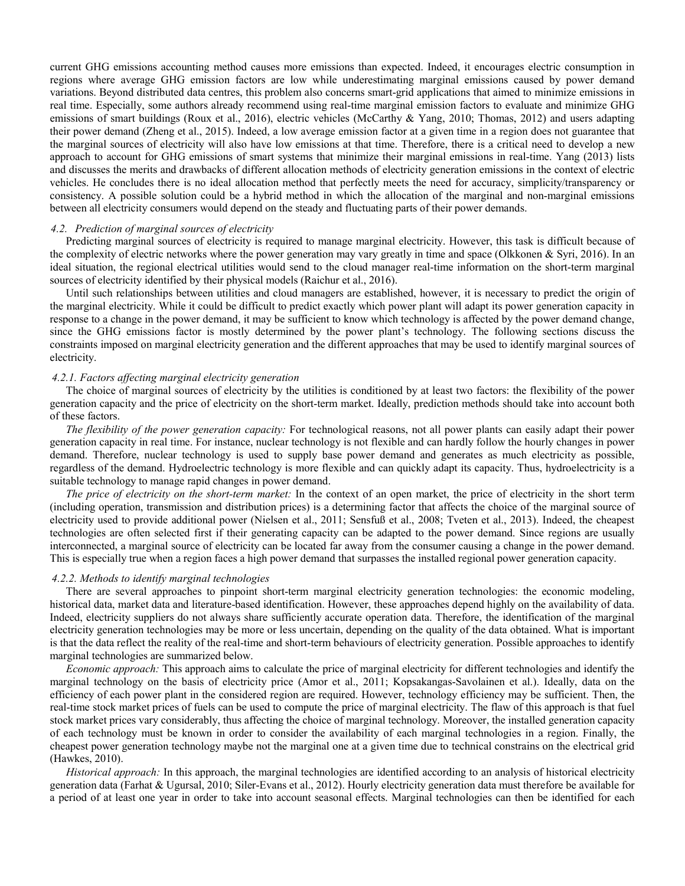current GHG emissions accounting method causes more emissions than expected. Indeed, it encourages electric consumption in regions where average GHG emission factors are low while underestimating marginal emissions caused by power demand variations. Beyond distributed data centres, this problem also concerns smart-grid applications that aimed to minimize emissions in real time. Especially, some authors already recommend using real-time marginal emission factors to evaluate and minimize GHG emissions of smart buildings (Roux et al., 2016), electric vehicles (McCarthy & Yang, 2010; Thomas, 2012) and users adapting their power demand (Zheng et al., 2015). Indeed, a low average emission factor at a given time in a region does not guarantee that the marginal sources of electricity will also have low emissions at that time. Therefore, there is a critical need to develop a new approach to account for GHG emissions of smart systems that minimize their marginal emissions in real-time. Yang (2013) lists and discusses the merits and drawbacks of different allocation methods of electricity generation emissions in the context of electric vehicles. He concludes there is no ideal allocation method that perfectly meets the need for accuracy, simplicity/transparency or consistency. A possible solution could be a hybrid method in which the allocation of the marginal and non-marginal emissions between all electricity consumers would depend on the steady and fluctuating parts of their power demands.

### *4.2. Prediction of marginal sources of electricity*

Predicting marginal sources of electricity is required to manage marginal electricity. However, this task is difficult because of the complexity of electric networks where the power generation may vary greatly in time and space (Olkkonen & Syri, 2016). In an ideal situation, the regional electrical utilities would send to the cloud manager real-time information on the short-term marginal sources of electricity identified by their physical models (Raichur et al., 2016).

Until such relationships between utilities and cloud managers are established, however, it is necessary to predict the origin of the marginal electricity. While it could be difficult to predict exactly which power plant will adapt its power generation capacity in response to a change in the power demand, it may be sufficient to know which technology is affected by the power demand change, since the GHG emissions factor is mostly determined by the power plant's technology. The following sections discuss the constraints imposed on marginal electricity generation and the different approaches that may be used to identify marginal sources of electricity.

#### *4.2.1. Factors affecting marginal electricity generation*

The choice of marginal sources of electricity by the utilities is conditioned by at least two factors: the flexibility of the power generation capacity and the price of electricity on the short-term market. Ideally, prediction methods should take into account both of these factors.

*The flexibility of the power generation capacity:* For technological reasons, not all power plants can easily adapt their power generation capacity in real time. For instance, nuclear technology is not flexible and can hardly follow the hourly changes in power demand. Therefore, nuclear technology is used to supply base power demand and generates as much electricity as possible, regardless of the demand. Hydroelectric technology is more flexible and can quickly adapt its capacity. Thus, hydroelectricity is a suitable technology to manage rapid changes in power demand.

*The price of electricity on the short-term market:* In the context of an open market, the price of electricity in the short term (including operation, transmission and distribution prices) is a determining factor that affects the choice of the marginal source of electricity used to provide additional power (Nielsen et al., 2011; Sensfuß et al., 2008; Tveten et al., 2013). Indeed, the cheapest technologies are often selected first if their generating capacity can be adapted to the power demand. Since regions are usually interconnected, a marginal source of electricity can be located far away from the consumer causing a change in the power demand. This is especially true when a region faces a high power demand that surpasses the installed regional power generation capacity.

#### *4.2.2. Methods to identify marginal technologies*

There are several approaches to pinpoint short-term marginal electricity generation technologies: the economic modeling, historical data, market data and literature-based identification. However, these approaches depend highly on the availability of data. Indeed, electricity suppliers do not always share sufficiently accurate operation data. Therefore, the identification of the marginal electricity generation technologies may be more or less uncertain, depending on the quality of the data obtained. What is important is that the data reflect the reality of the real-time and short-term behaviours of electricity generation. Possible approaches to identify marginal technologies are summarized below.

*Economic approach:* This approach aims to calculate the price of marginal electricity for different technologies and identify the marginal technology on the basis of electricity price (Amor et al., 2011; Kopsakangas-Savolainen et al.). Ideally, data on the efficiency of each power plant in the considered region are required. However, technology efficiency may be sufficient. Then, the real-time stock market prices of fuels can be used to compute the price of marginal electricity. The flaw of this approach is that fuel stock market prices vary considerably, thus affecting the choice of marginal technology. Moreover, the installed generation capacity of each technology must be known in order to consider the availability of each marginal technologies in a region. Finally, the cheapest power generation technology maybe not the marginal one at a given time due to technical constrains on the electrical grid (Hawkes, 2010).

*Historical approach:* In this approach, the marginal technologies are identified according to an analysis of historical electricity generation data (Farhat & Ugursal, 2010; Siler-Evans et al., 2012). Hourly electricity generation data must therefore be available for a period of at least one year in order to take into account seasonal effects. Marginal technologies can then be identified for each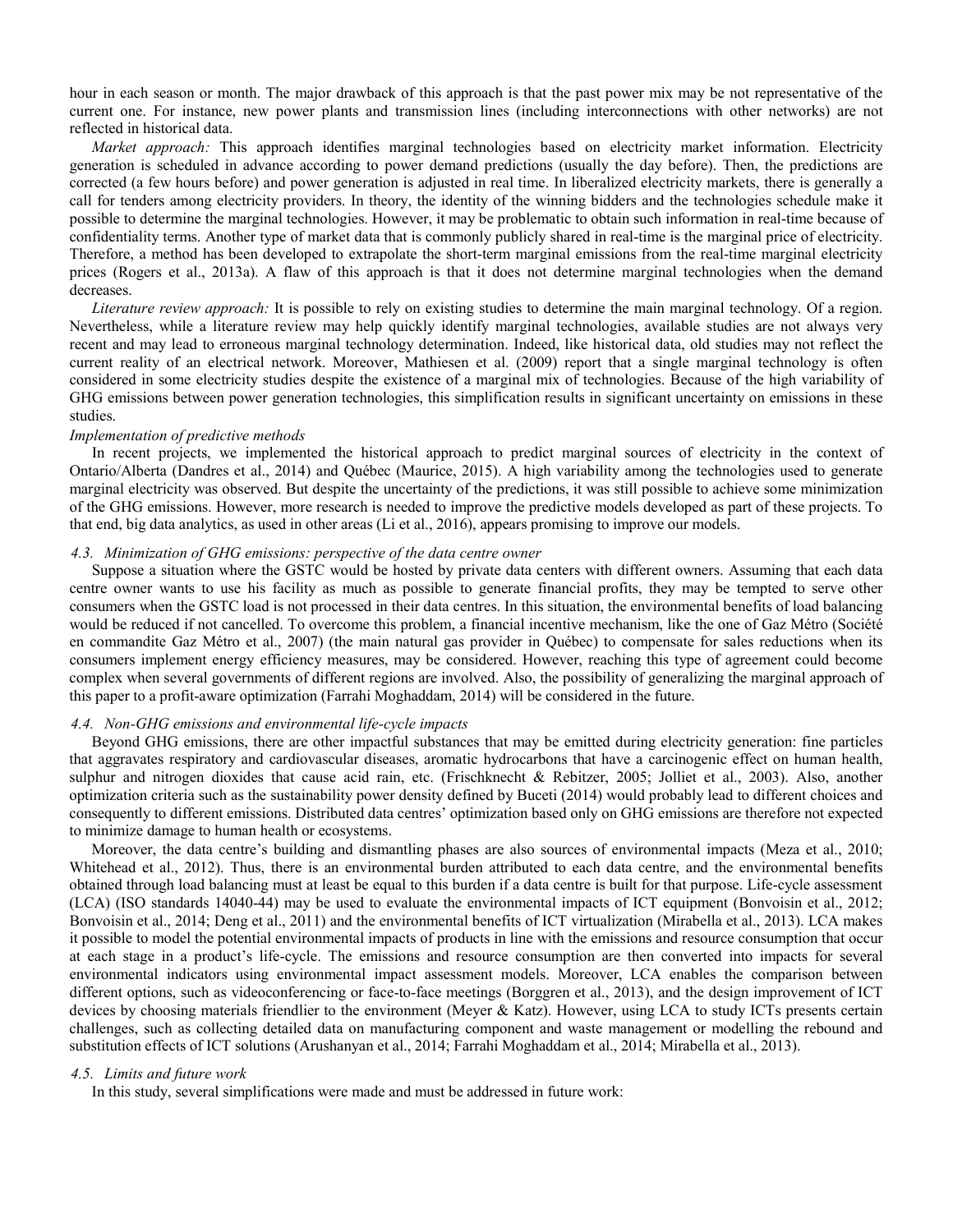hour in each season or month. The major drawback of this approach is that the past power mix may be not representative of the current one. For instance, new power plants and transmission lines (including interconnections with other networks) are not reflected in historical data.

*Market approach:* This approach identifies marginal technologies based on electricity market information. Electricity generation is scheduled in advance according to power demand predictions (usually the day before). Then, the predictions are corrected (a few hours before) and power generation is adjusted in real time. In liberalized electricity markets, there is generally a call for tenders among electricity providers. In theory, the identity of the winning bidders and the technologies schedule make it possible to determine the marginal technologies. However, it may be problematic to obtain such information in real-time because of confidentiality terms. Another type of market data that is commonly publicly shared in real-time is the marginal price of electricity. Therefore, a method has been developed to extrapolate the short-term marginal emissions from the real-time marginal electricity prices (Rogers et al., 2013a). A flaw of this approach is that it does not determine marginal technologies when the demand decreases.

*Literature review approach:* It is possible to rely on existing studies to determine the main marginal technology. Of a region. Nevertheless, while a literature review may help quickly identify marginal technologies, available studies are not always very recent and may lead to erroneous marginal technology determination. Indeed, like historical data, old studies may not reflect the current reality of an electrical network. Moreover, Mathiesen et al. (2009) report that a single marginal technology is often considered in some electricity studies despite the existence of a marginal mix of technologies. Because of the high variability of GHG emissions between power generation technologies, this simplification results in significant uncertainty on emissions in these studies.

*Implementation of predictive methods*

In recent projects, we implemented the historical approach to predict marginal sources of electricity in the context of Ontario/Alberta (Dandres et al., 2014) and Québec (Maurice, 2015). A high variability among the technologies used to generate marginal electricity was observed. But despite the uncertainty of the predictions, it was still possible to achieve some minimization of the GHG emissions. However, more research is needed to improve the predictive models developed as part of these projects. To that end, big data analytics, as used in other areas (Li et al., 2016), appears promising to improve our models.

### *4.3. Minimization of GHG emissions: perspective of the data centre owner*

Suppose a situation where the GSTC would be hosted by private data centers with different owners. Assuming that each data centre owner wants to use his facility as much as possible to generate financial profits, they may be tempted to serve other consumers when the GSTC load is not processed in their data centres. In this situation, the environmental benefits of load balancing would be reduced if not cancelled. To overcome this problem, a financial incentive mechanism, like the one of Gaz Métro (Société en commandite Gaz Métro et al., 2007) (the main natural gas provider in Québec) to compensate for sales reductions when its consumers implement energy efficiency measures, may be considered. However, reaching this type of agreement could become complex when several governments of different regions are involved. Also, the possibility of generalizing the marginal approach of this paper to a profit-aware optimization (Farrahi Moghaddam, 2014) will be considered in the future.

### *4.4. Non-GHG emissions and environmental life-cycle impacts*

Beyond GHG emissions, there are other impactful substances that may be emitted during electricity generation: fine particles that aggravates respiratory and cardiovascular diseases, aromatic hydrocarbons that have a carcinogenic effect on human health, sulphur and nitrogen dioxides that cause acid rain, etc. (Frischknecht & Rebitzer, 2005; Jolliet et al., 2003). Also, another optimization criteria such as the sustainability power density defined by Buceti (2014) would probably lead to different choices and consequently to different emissions. Distributed data centres' optimization based only on GHG emissions are therefore not expected to minimize damage to human health or ecosystems.

Moreover, the data centre's building and dismantling phases are also sources of environmental impacts (Meza et al., 2010; Whitehead et al., 2012). Thus, there is an environmental burden attributed to each data centre, and the environmental benefits obtained through load balancing must at least be equal to this burden if a data centre is built for that purpose. Life-cycle assessment (LCA) (ISO standards 14040-44) may be used to evaluate the environmental impacts of ICT equipment (Bonvoisin et al., 2012; Bonvoisin et al., 2014; Deng et al., 2011) and the environmental benefits of ICT virtualization (Mirabella et al., 2013). LCA makes it possible to model the potential environmental impacts of products in line with the emissions and resource consumption that occur at each stage in a product's life-cycle. The emissions and resource consumption are then converted into impacts for several environmental indicators using environmental impact assessment models. Moreover, LCA enables the comparison between different options, such as videoconferencing or face-to-face meetings (Borggren et al., 2013), and the design improvement of ICT devices by choosing materials friendlier to the environment (Meyer & Katz). However, using LCA to study ICTs presents certain challenges, such as collecting detailed data on manufacturing component and waste management or modelling the rebound and substitution effects of ICT solutions (Arushanyan et al., 2014; Farrahi Moghaddam et al., 2014; Mirabella et al., 2013).

### *4.5. Limits and future work*

In this study, several simplifications were made and must be addressed in future work: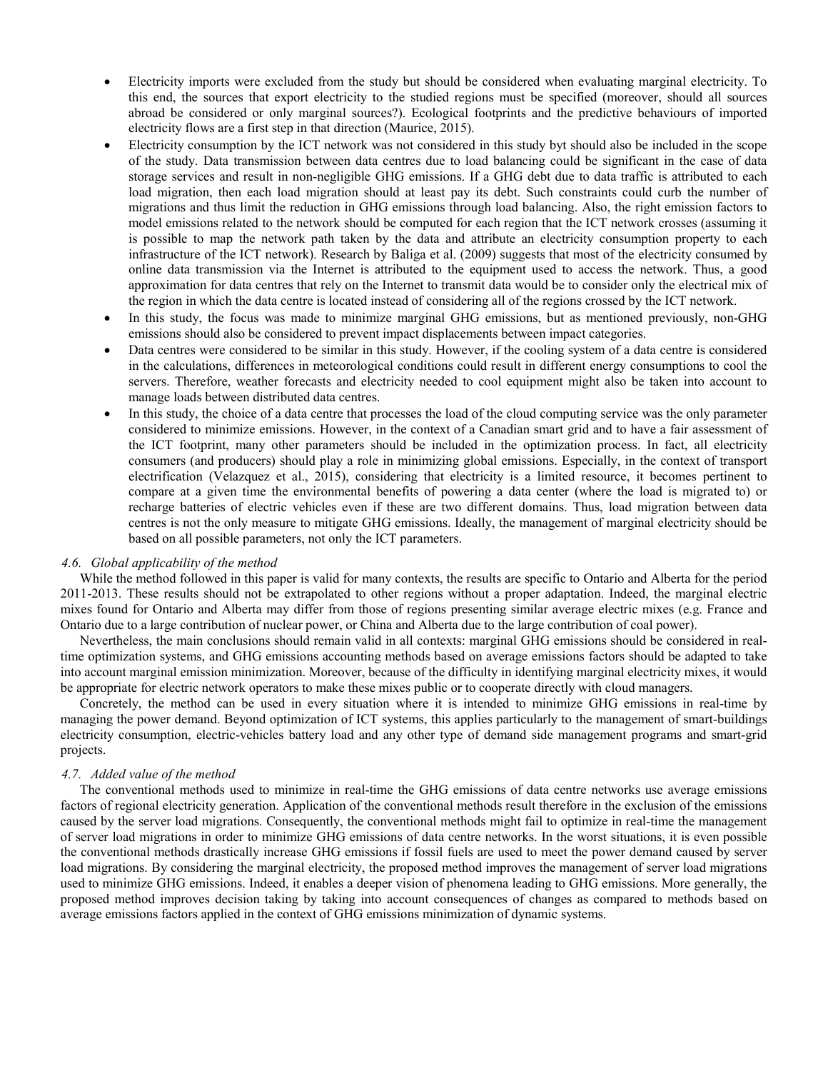- Electricity imports were excluded from the study but should be considered when evaluating marginal electricity. To this end, the sources that export electricity to the studied regions must be specified (moreover, should all sources abroad be considered or only marginal sources?). Ecological footprints and the predictive behaviours of imported electricity flows are a first step in that direction (Maurice, 2015).
- Electricity consumption by the ICT network was not considered in this study byt should also be included in the scope of the study. Data transmission between data centres due to load balancing could be significant in the case of data storage services and result in non-negligible GHG emissions. If a GHG debt due to data traffic is attributed to each load migration, then each load migration should at least pay its debt. Such constraints could curb the number of migrations and thus limit the reduction in GHG emissions through load balancing. Also, the right emission factors to model emissions related to the network should be computed for each region that the ICT network crosses (assuming it is possible to map the network path taken by the data and attribute an electricity consumption property to each infrastructure of the ICT network). Research by Baliga et al. (2009) suggests that most of the electricity consumed by online data transmission via the Internet is attributed to the equipment used to access the network. Thus, a good approximation for data centres that rely on the Internet to transmit data would be to consider only the electrical mix of the region in which the data centre is located instead of considering all of the regions crossed by the ICT network.
- In this study, the focus was made to minimize marginal GHG emissions, but as mentioned previously, non-GHG emissions should also be considered to prevent impact displacements between impact categories.
- Data centres were considered to be similar in this study. However, if the cooling system of a data centre is considered in the calculations, differences in meteorological conditions could result in different energy consumptions to cool the servers. Therefore, weather forecasts and electricity needed to cool equipment might also be taken into account to manage loads between distributed data centres.
- In this study, the choice of a data centre that processes the load of the cloud computing service was the only parameter considered to minimize emissions. However, in the context of a Canadian smart grid and to have a fair assessment of the ICT footprint, many other parameters should be included in the optimization process. In fact, all electricity consumers (and producers) should play a role in minimizing global emissions. Especially, in the context of transport electrification (Velazquez et al., 2015), considering that electricity is a limited resource, it becomes pertinent to compare at a given time the environmental benefits of powering a data center (where the load is migrated to) or recharge batteries of electric vehicles even if these are two different domains. Thus, load migration between data centres is not the only measure to mitigate GHG emissions. Ideally, the management of marginal electricity should be based on all possible parameters, not only the ICT parameters.

### *4.6. Global applicability of the method*

While the method followed in this paper is valid for many contexts, the results are specific to Ontario and Alberta for the period 2011-2013. These results should not be extrapolated to other regions without a proper adaptation. Indeed, the marginal electric mixes found for Ontario and Alberta may differ from those of regions presenting similar average electric mixes (e.g. France and Ontario due to a large contribution of nuclear power, or China and Alberta due to the large contribution of coal power).

Nevertheless, the main conclusions should remain valid in all contexts: marginal GHG emissions should be considered in real-time optimization systems, and GHG emissions accounting methods based on average emissions factors should be adapted to take into account marginal emission minimization. Moreover, because of the difficulty in identifying marginal electricity mixes, it would be appropriate for electric network operators to make these mixes public or to cooperate directly with cloud managers.

Concretely, the method can be used in every situation where it is intended to minimize GHG emissions in real-time by managing the power demand. Beyond optimization of ICT systems, this applies particularly to the management of smart-buildings electricity consumption, electric-vehicles battery load and any other type of demand side management programs and smart-grid projects.

### *4.7. Added value of the method*

The conventional methods used to minimize in real-time the GHG emissions of data centre networks use average emissions factors of regional electricity generation. Application of the conventional methods result therefore in the exclusion of the emissions caused by the server load migrations. Consequently, the conventional methods might fail to optimize in real-time the management of server load migrations in order to minimize GHG emissions of data centre networks. In the worst situations, it is even possible the conventional methods drastically increase GHG emissions if fossil fuels are used to meet the power demand caused by server load migrations. By considering the marginal electricity, the proposed method improves the management of server load migrations used to minimize GHG emissions. Indeed, it enables a deeper vision of phenomena leading to GHG emissions. More generally, the proposed method improves decision taking by taking into account consequences of changes as compared to methods based on average emissions factors applied in the context of GHG emissions minimization of dynamic systems.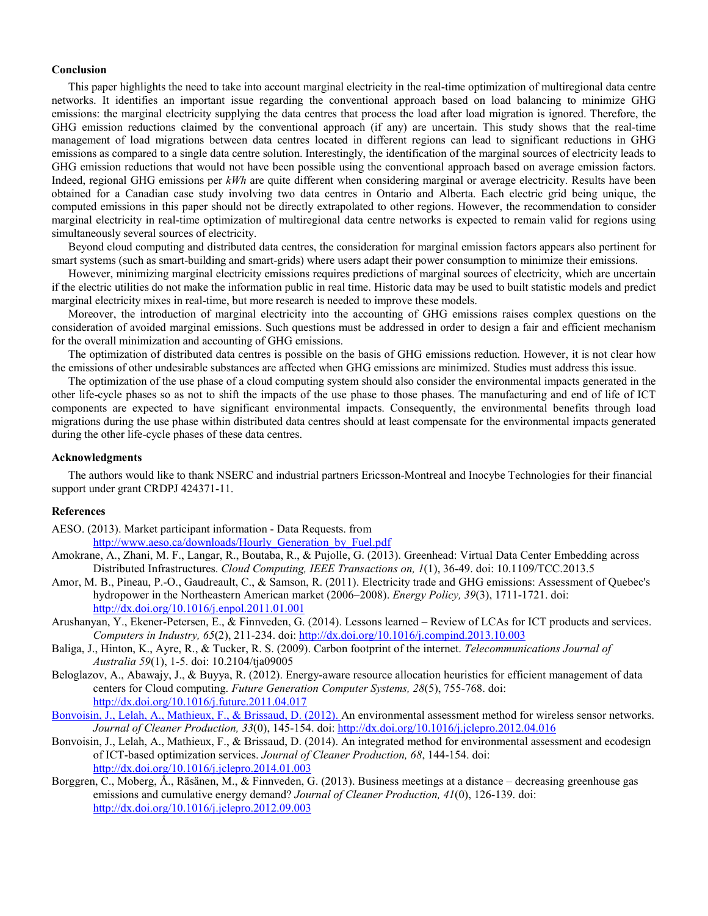## Conclusion

This paper highlights the need to take into account marginal electricity in the real-time optimization of multiregional data centre networks. It identifies an important issue regarding the conventional approach based on load balancing to minimize GHG emissions: the marginal electricity supplying the data centres that process the load after load migration is ignored. Therefore, the GHG emission reductions claimed by the conventional approach (if any) are uncertain. This study shows that the real-time management of load migrations between data centres located in different regions can lead to significant reductions in GHG emissions as compared to a single data centre solution. Interestingly, the identification of the marginal sources of electricity leads to GHG emission reductions that would not have been possible using the conventional approach based on average emission factors. Indeed, regional GHG emissions per *kWh* are quite different when considering marginal or average electricity. Results have been obtained for a Canadian case study involving two data centres in Ontario and Alberta. Each electric grid being unique, the computed emissions in this paper should not be directly extrapolated to other regions. However, the recommendation to consider marginal electricity in real-time optimization of multiregional data centre networks is expected to remain valid for regions using simultaneously several sources of electricity.

Beyond cloud computing and distributed data centres, the consideration for marginal emission factors appears also pertinent for smart systems (such as smart-building and smart-grids) where users adapt their power consumption to minimize their emissions.

However, minimizing marginal electricity emissions requires predictions of marginal sources of electricity, which are uncertain if the electric utilities do not make the information public in real time. Historic data may be used to built statistic models and predict marginal electricity mixes in real-time, but more research is needed to improve these models.

Moreover, the introduction of marginal electricity into the accounting of GHG emissions raises complex questions on the consideration of avoided marginal emissions. Such questions must be addressed in order to design a fair and efficient mechanism for the overall minimization and accounting of GHG emissions.

The optimization of distributed data centres is possible on the basis of GHG emissions reduction. However, it is not clear how the emissions of other undesirable substances are affected when GHG emissions are minimized. Studies must address this issue.

The optimization of the use phase of a cloud computing system should also consider the environmental impacts generated in the other life-cycle phases so as not to shift the impacts of the use phase to those phases. The manufacturing and end of life of ICT components are expected to have significant environmental impacts. Consequently, the environmental benefits through load migrations during the use phase within distributed data centres should at least compensate for the environmental impacts generated during the other life-cycle phases of these data centres.

## Acknowledgments

The authors would like to thank NSERC and industrial partners Ericsson-Montreal and Inocybe Technologies for their financial support under grant CRDPJ 424371-11.

## References

AESO. (2013). Market participant information - Data Requests. from http://www.aeso.ca/downloads/Hourly_Generation_by_Fuel.pdf

Amokrane, A., Zhani, M. F., Langar, R., Boutaba, R., & Pujolle, G. (2013). Greenhead: Virtual Data Center Embedding across Distributed Infrastructures. *Cloud Computing, IEEE Transactions on, 1*(1), 36-49. doi: 10.1109/TCC.2013.5

Amor, M. B., Pineau, P.-O., Gaudreault, C., & Samson, R. (2011). Electricity trade and GHG emissions: Assessment of Quebec's hydropower in the Northeastern American market (2006–2008). *Energy Policy, 39*(3), 1711-1721. doi: http://dx.doi.org/10.1016/j.enpol.2011.01.001

Arushanyan, Y., Ekener-Petersen, E., & Finnveden, G. (2014). Lessons learned – Review of LCAs for ICT products and services. *Computers in Industry, 65*(2), 211-234. doi: http://dx.doi.org/10.1016/j.compind.2013.10.003

Baliga, J., Hinton, K., Ayre, R., & Tucker, R. S. (2009). Carbon footprint of the internet. *Telecommunications Journal of Australia 59*(1), 1-5. doi: 10.2104/tja09005

Beloglazov, A., Abawajy, J., & Buyya, R. (2012). Energy-aware resource allocation heuristics for efficient management of data centers for Cloud computing. *Future Generation Computer Systems, 28*(5), 755-768. doi: http://dx.doi.org/10.1016/j.future.2011.04.017

Bonvoisin, J., Lelah, A., Mathieux, F., & Brissaud, D. (2012). An environmental assessment method for wireless sensor networks. *Journal of Cleaner Production, 33*(0), 145-154. doi: http://dx.doi.org/10.1016/j.jclepro.2012.04.016

Bonvoisin, J., Lelah, A., Mathieux, F., & Brissaud, D. (2014). An integrated method for environmental assessment and ecodesign of ICT-based optimization services. *Journal of Cleaner Production, 68*, 144-154. doi: http://dx.doi.org/10.1016/j.jclepro.2014.01.003

Borggren, C., Moberg, Å., Räsänen, M., & Finnveden, G. (2013). Business meetings at a distance – decreasing greenhouse gas emissions and cumulative energy demand? *Journal of Cleaner Production, 41*(0), 126-139. doi: http://dx.doi.org/10.1016/j.jclepro.2012.09.003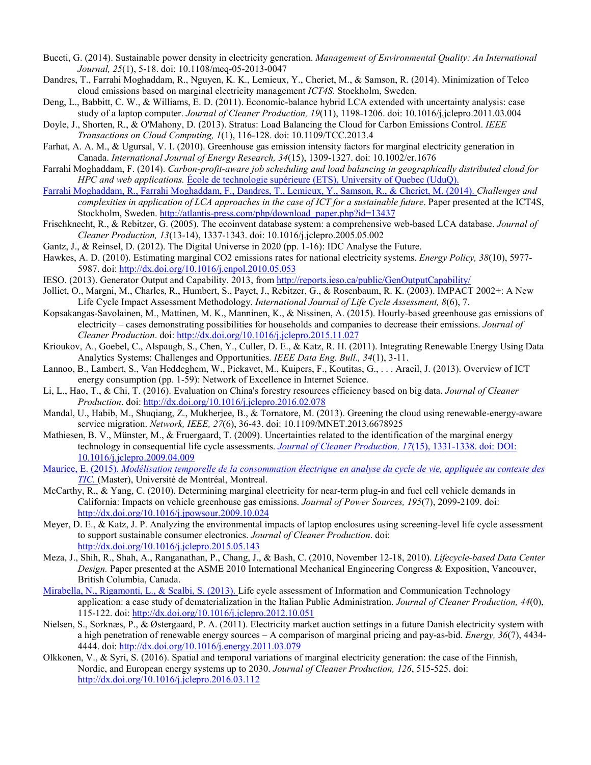Buceti, G. (2014). Sustainable power density in electricity generation. *Management of Environmental Quality: An International Journal, 25*(1), 5-18. doi: 10.1108/meq-05-2013-0047

Dandres, T., Farrahi Moghaddam, R., Nguyen, K. K., Lemieux, Y., Cheriet, M., & Samson, R. (2014). Minimization of Telco cloud emissions based on marginal electricity management *ICT4S*. Stockholm, Sweden.

Deng, L., Babbitt, C. W., & Williams, E. D. (2011). Economic-balance hybrid LCA extended with uncertainty analysis: case study of a laptop computer. *Journal of Cleaner Production, 19*(11), 1198-1206. doi: 10.1016/j.jclepro.2011.03.004

Doyle, J., Shorten, R., & O'Mahony, D. (2013). Stratus: Load Balancing the Cloud for Carbon Emissions Control. *IEEE Transactions on Cloud Computing, 1*(1), 116-128. doi: 10.1109/TCC.2013.4

Farhat, A. A. M., & Ugursal, V. I. (2010). Greenhouse gas emission intensity factors for marginal electricity generation in Canada. *International Journal of Energy Research, 34*(15), 1309-1327. doi: 10.1002/er.1676

Farrahi Moghaddam, F. (2014). *Carbon-profit-aware job scheduling and load balancing in geographically distributed cloud for HPC and web applications.* École de technologie supérieure (ETS), University of Quebec (UduQ).

Farrahi Moghaddam, R., Farrahi Moghaddam, F., Dandres, T., Lemieux, Y., Samson, R., & Cheriet, M. (2014). *Challenges and complexities in application of LCA approaches in the case of ICT for a sustainable future*. Paper presented at the ICT4S, Stockholm, Sweden. http://atlantis-press.com/php/download_paper.php?id=13437

Frischknecht, R., & Rebitzer, G. (2005). The ecoinvent database system: a comprehensive web-based LCA database. *Journal of Cleaner Production, 13*(13-14), 1337-1343. doi: 10.1016/j.jclepro.2005.05.002

Gantz, J., & Reinsel, D. (2012). The Digital Universe in 2020 (pp. 1-16): IDC Analyse the Future.

Hawkes, A. D. (2010). Estimating marginal CO2 emissions rates for national electricity systems. *Energy Policy, 38*(10), 5977-5987. doi: http://dx.doi.org/10.1016/j.enpol.2010.05.053

IESO. (2013). Generator Output and Capability. 2013, from http://reports.ieso.ca/public/GenOutputCapability/

Jolliet, O., Margni, M., Charles, R., Humbert, S., Payet, J., Rebitzer, G., & Rosenbaum, R. K. (2003). IMPACT 2002+: A New Life Cycle Impact Assessment Methodology. *International Journal of Life Cycle Assessment, 8*(6), 7.

Kopsakangas-Savolainen, M., Mattinen, M. K., Manninen, K., & Nissinen, A. (2015). Hourly-based greenhouse gas emissions of electricity – cases demonstrating possibilities for households and companies to decrease their emissions. *Journal of Cleaner Production*. doi: http://dx.doi.org/10.1016/j.jclepro.2015.11.027

Krioukov, A., Goebel, C., Alspaugh, S., Chen, Y., Culler, D. E., & Katz, R. H. (2011). Integrating Renewable Energy Using Data Analytics Systems: Challenges and Opportunities. *IEEE Data Eng. Bull., 34*(1), 3-11.

Lannoo, B., Lambert, S., Van Heddeghem, W., Pickavet, M., Kuipers, F., Koutitas, G., . . . Aracil, J. (2013). Overview of ICT energy consumption (pp. 1-59): Network of Excellence in Internet Science.

Li, L., Hao, T., & Chi, T. (2016). Evaluation on China's forestry resources efficiency based on big data. *Journal of Cleaner Production*. doi: http://dx.doi.org/10.1016/j.jclepro.2016.02.078

Mandal, U., Habib, M., Shuqiang, Z., Mukherjee, B., & Tornatore, M. (2013). Greening the cloud using renewable-energy-aware service migration. *Network, IEEE, 27*(6), 36-43. doi: 10.1109/MNET.2013.6678925

Mathiesen, B. V., Münster, M., & Fruergaard, T. (2009). Uncertainties related to the identification of the marginal energy technology in consequential life cycle assessments. *Journal of Cleaner Production, 17*(15), 1331-1338. doi: DOI: 10.1016/j.jclepro.2009.04.009

Maurice, E. (2015). *Modélisation temporelle de la consommation électrique en analyse du cycle de vie, appliquée au contexte des TIC.* (Master), Université de Montréal, Montreal.

McCarthy, R., & Yang, C. (2010). Determining marginal electricity for near-term plug-in and fuel cell vehicle demands in California: Impacts on vehicle greenhouse gas emissions. *Journal of Power Sources, 195*(7), 2099-2109. doi: http://dx.doi.org/10.1016/j.jpowsour.2009.10.024

Meyer, D. E., & Katz, J. P. Analyzing the environmental impacts of laptop enclosures using screening-level life cycle assessment to support sustainable consumer electronics. *Journal of Cleaner Production*. doi: http://dx.doi.org/10.1016/j.jclepro.2015.05.143

Meza, J., Shih, R., Shah, A., Ranganathan, P., Chang, J., & Bash, C. (2010, November 12-18, 2010). *Lifecycle-based Data Center Design.* Paper presented at the ASME 2010 International Mechanical Engineering Congress & Exposition, Vancouver, British Columbia, Canada.

Mirabella, N., Rigamonti, L., & Scalbi, S. (2013). Life cycle assessment of Information and Communication Technology application: a case study of dematerialization in the Italian Public Administration. *Journal of Cleaner Production, 44*(0), 115-122. doi: http://dx.doi.org/10.1016/j.jclepro.2012.10.051

Nielsen, S., Sorknæs, P., & Østergaard, P. A. (2011). Electricity market auction settings in a future Danish electricity system with a high penetration of renewable energy sources – A comparison of marginal pricing and pay-as-bid. *Energy, 36*(7), 4434-4444. doi: http://dx.doi.org/10.1016/j.energy.2011.03.079

Olkkonen, V., & Syri, S. (2016). Spatial and temporal variations of marginal electricity generation: the case of the Finnish, Nordic, and European energy systems up to 2030. *Journal of Cleaner Production, 126*, 515-525. doi: http://dx.doi.org/10.1016/j.jclepro.2016.03.112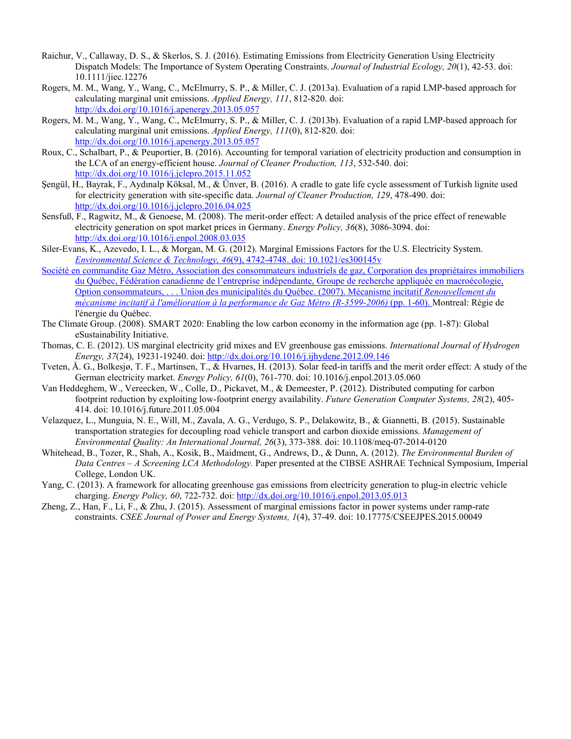Raichur, V., Callaway, D. S., & Skerlos, S. J. (2016). Estimating Emissions from Electricity Generation Using Electricity Dispatch Models: The Importance of System Operating Constraints. *Journal of Industrial Ecology, 20*(1), 42-53. doi: 10.1111/jiec.12276

Rogers, M. M., Wang, Y., Wang, C., McElmurry, S. P., & Miller, C. J. (2013a). Evaluation of a rapid LMP-based approach for calculating marginal unit emissions. *Applied Energy, 111*, 812-820. doi: http://dx.doi.org/10.1016/j.apenergy.2013.05.057

Rogers, M. M., Wang, Y., Wang, C., McElmurry, S. P., & Miller, C. J. (2013b). Evaluation of a rapid LMP-based approach for calculating marginal unit emissions. *Applied Energy, 111*(0), 812-820. doi: http://dx.doi.org/10.1016/j.apenergy.2013.05.057

Roux, C., Schalbart, P., & Peuportier, B. (2016). Accounting for temporal variation of electricity production and consumption in the LCA of an energy-efficient house. *Journal of Cleaner Production, 113*, 532-540. doi: http://dx.doi.org/10.1016/j.jclepro.2015.11.052

Şengül, H., Bayrak, F., Aydınalp Köksal, M., & Ünver, B. (2016). A cradle to gate life cycle assessment of Turkish lignite used for electricity generation with site-specific data. *Journal of Cleaner Production, 129*, 478-490. doi: http://dx.doi.org/10.1016/j.jclepro.2016.04.025

Sensfuß, F., Ragwitz, M., & Genoese, M. (2008). The merit-order effect: A detailed analysis of the price effect of renewable electricity generation on spot market prices in Germany. *Energy Policy, 36*(8), 3086-3094. doi: http://dx.doi.org/10.1016/j.enpol.2008.03.035

Siler-Evans, K., Azevedo, I. L., & Morgan, M. G. (2012). Marginal Emissions Factors for the U.S. Electricity System. *Environmental Science & Technology, 46*(9), 4742-4748. doi: 10.1021/es300145v

Société en commandite Gaz Métro, Association des consommateurs industriels de gaz, Corporation des propriétaires immobiliers du Québec, Fédération canadienne de l'entreprise indépendante, Groupe de recherche appliquée en macroécologie, Option consommateurs, . . . Union des municipalités du Québec. (2007). Mécanisme incitatif *Renouvellement du mécanisme incitatif à l'amélioration à la performance de Gaz Métro (R-3599-2006)* (pp. 1-60). Montreal: Régie de l'énergie du Québec.

The Climate Group. (2008). SMART 2020: Enabling the low carbon economy in the information age (pp. 1-87): Global eSustainability Initiative.

Thomas, C. E. (2012). US marginal electricity grid mixes and EV greenhouse gas emissions. *International Journal of Hydrogen Energy, 37*(24), 19231-19240. doi: http://dx.doi.org/10.1016/j.ijhydene.2012.09.146

Tveten, Å. G., Bolkesjø, T. F., Martinsen, T., & Hvarnes, H. (2013). Solar feed-in tariffs and the merit order effect: A study of the German electricity market. *Energy Policy, 61*(0), 761-770. doi: 10.1016/j.enpol.2013.05.060

Van Heddeghem, W., Vereecken, W., Colle, D., Pickavet, M., & Demeester, P. (2012). Distributed computing for carbon footprint reduction by exploiting low-footprint energy availability. *Future Generation Computer Systems, 28*(2), 405-414. doi: 10.1016/j.future.2011.05.004

Velazquez, L., Munguia, N. E., Will, M., Zavala, A. G., Verdugo, S. P., Delakowitz, B., & Giannetti, B. (2015). Sustainable transportation strategies for decoupling road vehicle transport and carbon dioxide emissions. *Management of Environmental Quality: An International Journal, 26*(3), 373-388. doi: 10.1108/meq-07-2014-0120

Whitehead, B., Tozer, R., Shah, A., Kosik, B., Maidment, G., Andrews, D., & Dunn, A. (2012). *The Environmental Burden of Data Centres – A Screening LCA Methodology.* Paper presented at the CIBSE ASHRAE Technical Symposium, Imperial College, London UK.

Yang, C. (2013). A framework for allocating greenhouse gas emissions from electricity generation to plug-in electric vehicle charging. *Energy Policy, 60*, 722-732. doi: http://dx.doi.org/10.1016/j.enpol.2013.05.013

Zheng, Z., Han, F., Li, F., & Zhu, J. (2015). Assessment of marginal emissions factor in power systems under ramp-rate constraints. *CSEE Journal of Power and Energy Systems, 1*(4), 37-49. doi: 10.17775/CSEEJPES.2015.00049